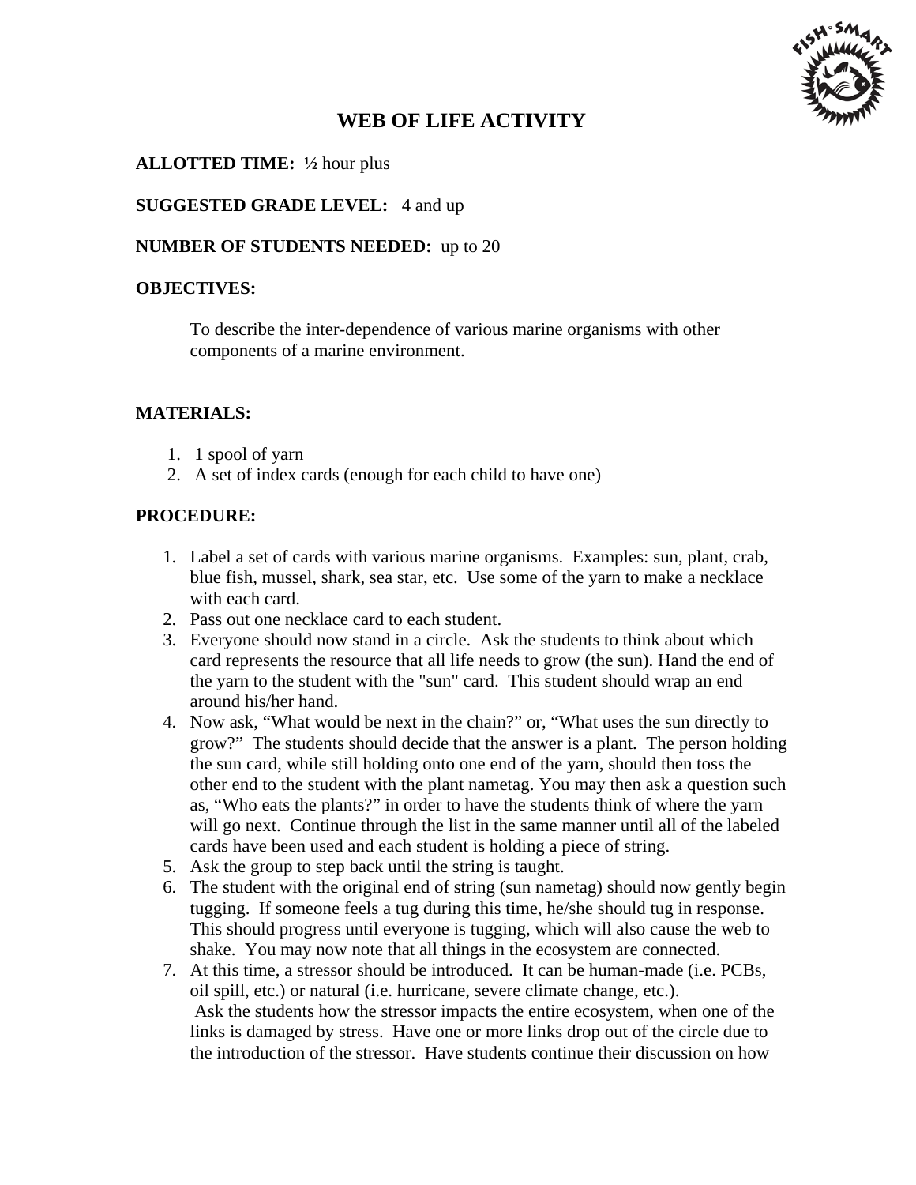# WEB OF LIFE ACTIVITY

**ALLOTTED TIME:** ½ hour plus

**SUGGESTED GRADE LEVEL:** 4 and up

**NUMBER OF STUDENTS NEEDED:** up to 20

**OBJECTIVES:**

To describe the inter-dependence of various marine organisms with other components of a marine environment.

**MATERIALS:**

1. 1 spool of yarn
2. A set of index cards (enough for each child to have one)

**PROCEDURE:**

1. Label a set of cards with various marine organisms. Examples: sun, plant, crab, blue fish, mussel, shark, sea star, etc. Use some of the yarn to make a necklace with each card.
2. Pass out one necklace card to each student.
3. Everyone should now stand in a circle. Ask the students to think about which card represents the resource that all life needs to grow (the sun). Hand the end of the yarn to the student with the "sun" card. This student should wrap an end around his/her hand.
4. Now ask, "What would be next in the chain?" or, "What uses the sun directly to grow?" The students should decide that the answer is a plant. The person holding the sun card, while still holding onto one end of the yarn, should then toss the other end to the student with the plant nametag. You may then ask a question such as, "Who eats the plants?" in order to have the students think of where the yarn will go next. Continue through the list in the same manner until all of the labeled cards have been used and each student is holding a piece of string.
5. Ask the group to step back until the string is taught.
6. The student with the original end of string (sun nametag) should now gently begin tugging. If someone feels a tug during this time, he/she should tug in response. This should progress until everyone is tugging, which will also cause the web to shake. You may now note that all things in the ecosystem are connected.
7. At this time, a stressor should be introduced. It can be human-made (i.e. PCBs, oil spill, etc.) or natural (i.e. hurricane, severe climate change, etc.). Ask the students how the stressor impacts the entire ecosystem, when one of the links is damaged by stress. Have one or more links drop out of the circle due to the introduction of the stressor. Have students continue their discussion on how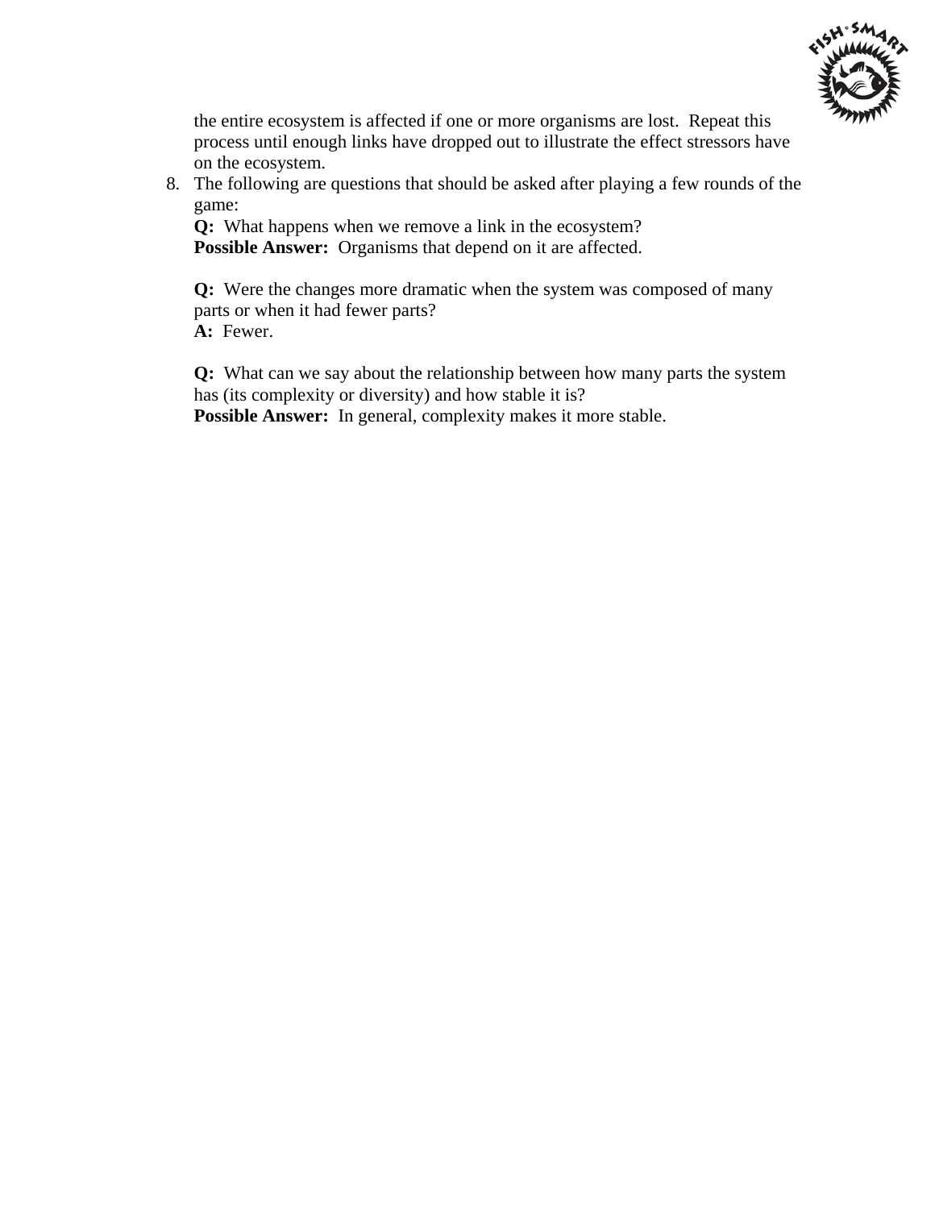the entire ecosystem is affected if one or more organisms are lost. Repeat this process until enough links have dropped out to illustrate the effect stressors have on the ecosystem.

8. The following are questions that should be asked after playing a few rounds of the game:

   **Q:** What happens when we remove a link in the ecosystem?
   **Possible Answer:** Organisms that depend on it are affected.

   **Q:** Were the changes more dramatic when the system was composed of many parts or when it had fewer parts?
   **A:** Fewer.

   **Q:** What can we say about the relationship between how many parts the system has (its complexity or diversity) and how stable it is?
   **Possible Answer:** In general, complexity makes it more stable.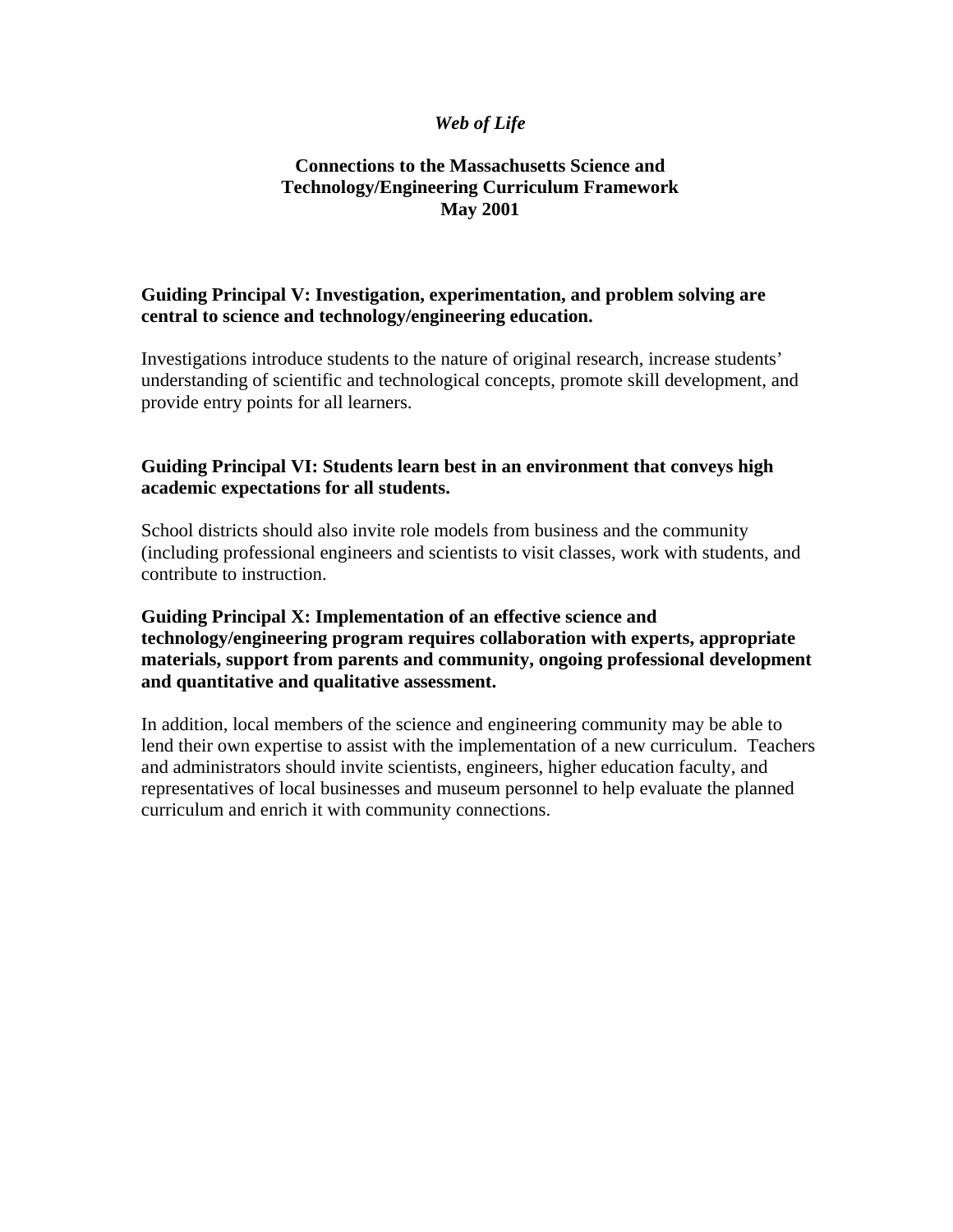*Web of Life*

**Connections to the Massachusetts Science and Technology/Engineering Curriculum Framework May 2001**

**Guiding Principal V: Investigation, experimentation, and problem solving are central to science and technology/engineering education.**

Investigations introduce students to the nature of original research, increase students' understanding of scientific and technological concepts, promote skill development, and provide entry points for all learners.

**Guiding Principal VI: Students learn best in an environment that conveys high academic expectations for all students.**

School districts should also invite role models from business and the community (including professional engineers and scientists to visit classes, work with students, and contribute to instruction.

**Guiding Principal X: Implementation of an effective science and technology/engineering program requires collaboration with experts, appropriate materials, support from parents and community, ongoing professional development and quantitative and qualitative assessment.**

In addition, local members of the science and engineering community may be able to lend their own expertise to assist with the implementation of a new curriculum. Teachers and administrators should invite scientists, engineers, higher education faculty, and representatives of local businesses and museum personnel to help evaluate the planned curriculum and enrich it with community connections.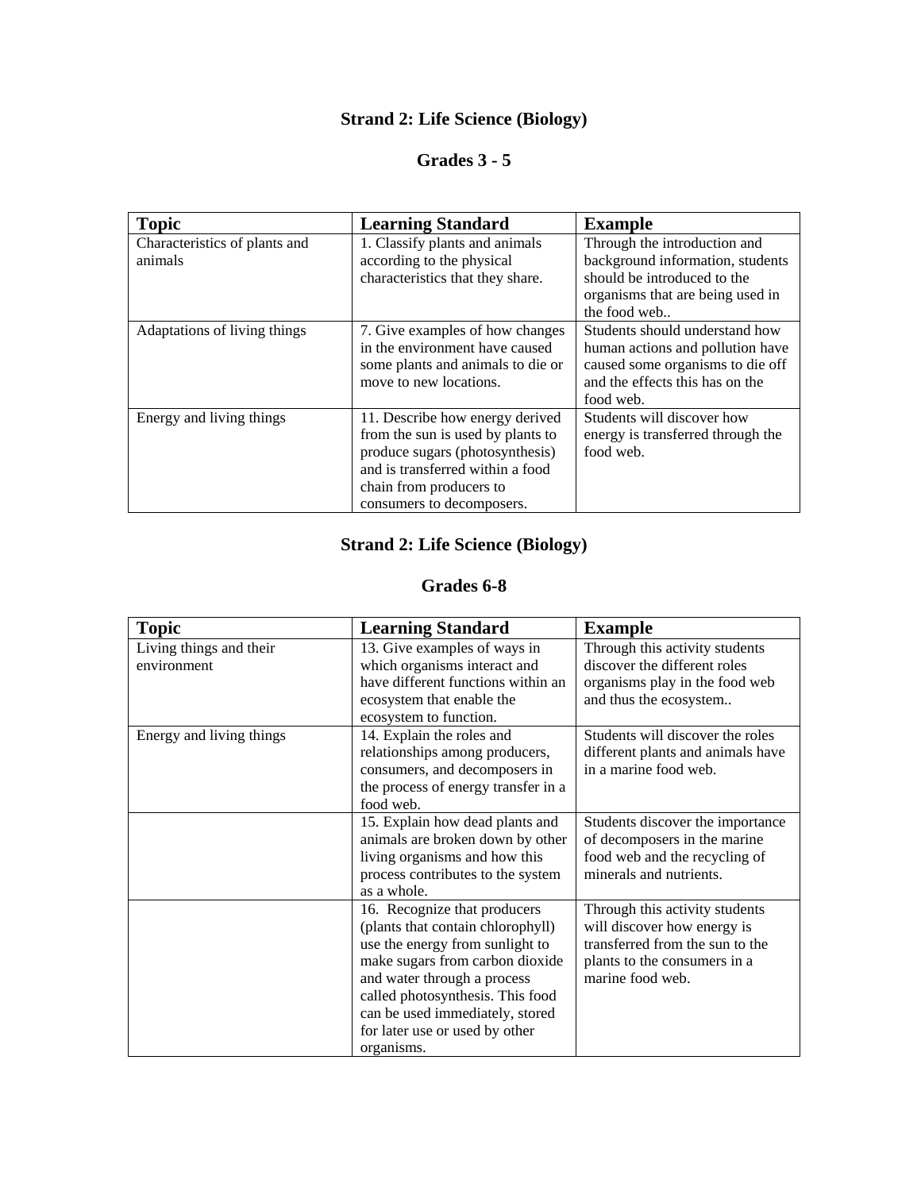## Strand 2: Life Science (Biology)

## Grades 3 - 5

| Topic | Learning Standard | Example |
|---|---|---|
| Characteristics of plants and animals | 1. Classify plants and animals according to the physical characteristics that they share. | Through the introduction and background information, students should be introduced to the organisms that are being used in the food web.. |
| Adaptations of living things | 7. Give examples of how changes in the environment have caused some plants and animals to die or move to new locations. | Students should understand how human actions and pollution have caused some organisms to die off and the effects this has on the food web. |
| Energy and living things | 11. Describe how energy derived from the sun is used by plants to produce sugars (photosynthesis) and is transferred within a food chain from producers to consumers to decomposers. | Students will discover how energy is transferred through the food web. |

## Strand 2: Life Science (Biology)

## Grades 6-8

| Topic | Learning Standard | Example |
|---|---|---|
| Living things and their environment | 13. Give examples of ways in which organisms interact and have different functions within an ecosystem that enable the ecosystem to function. | Through this activity students discover the different roles organisms play in the food web and thus the ecosystem.. |
| Energy and living things | 14. Explain the roles and relationships among producers, consumers, and decomposers in the process of energy transfer in a food web. | Students will discover the roles different plants and animals have in a marine food web. |
| | 15. Explain how dead plants and animals are broken down by other living organisms and how this process contributes to the system as a whole. | Students discover the importance of decomposers in the marine food web and the recycling of minerals and nutrients. |
| | 16. Recognize that producers (plants that contain chlorophyll) use the energy from sunlight to make sugars from carbon dioxide and water through a process called photosynthesis. This food can be used immediately, stored for later use or used by other organisms. | Through this activity students will discover how energy is transferred from the sun to the plants to the consumers in a marine food web. |